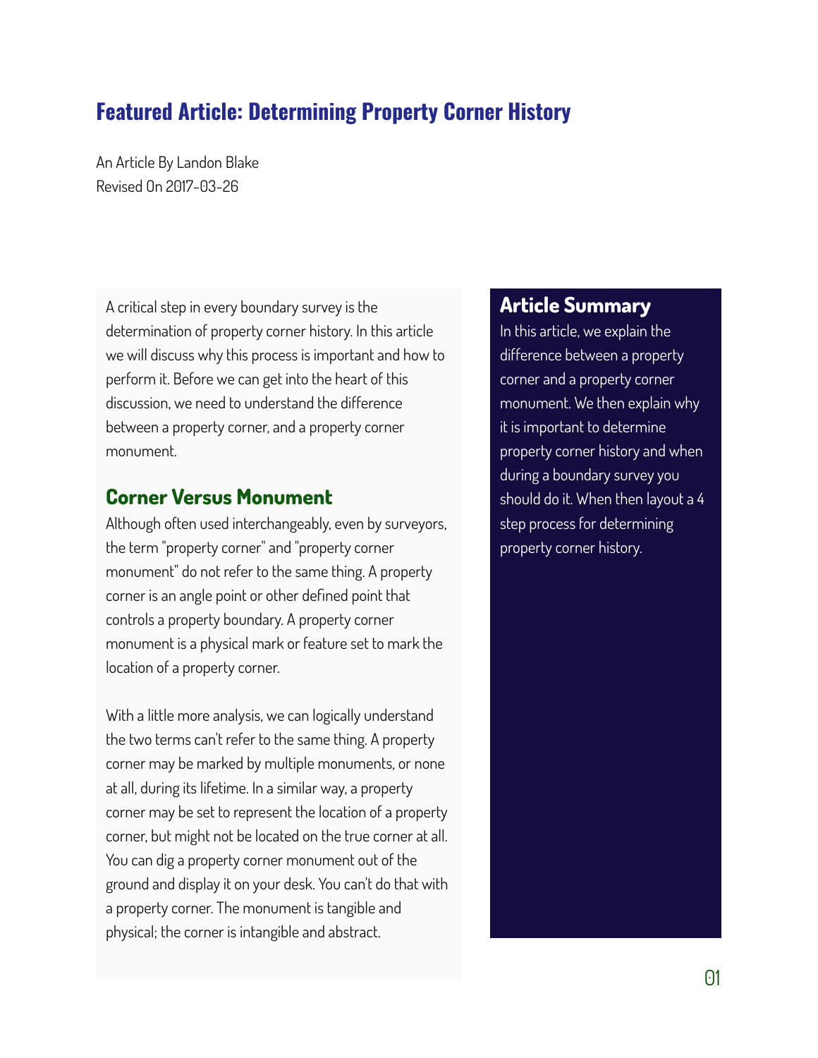# Featured Article: Determining Property Corner History

An Article By Landon Blake
Revised On 2017-03-26

A critical step in every boundary survey is the determination of property corner history. In this article we will discuss why this process is important and how to perform it. Before we can get into the heart of this discussion, we need to understand the difference between a property corner, and a property corner monument.

## Corner Versus Monument

Although often used interchangeably, even by surveyors, the term "property corner" and "property corner monument" do not refer to the same thing. A property corner is an angle point or other defined point that controls a property boundary. A property corner monument is a physical mark or feature set to mark the location of a property corner.

With a little more analysis, we can logically understand the two terms can't refer to the same thing. A property corner may be marked by multiple monuments, or none at all, during its lifetime. In a similar way, a property corner may be set to represent the location of a property corner, but might not be located on the true corner at all. You can dig a property corner monument out of the ground and display it on your desk. You can't do that with a property corner. The monument is tangible and physical; the corner is intangible and abstract.

## Article Summary

In this article, we explain the difference between a property corner and a property corner monument. We then explain why it is important to determine property corner history and when during a boundary survey you should do it. When then layout a 4 step process for determining property corner history.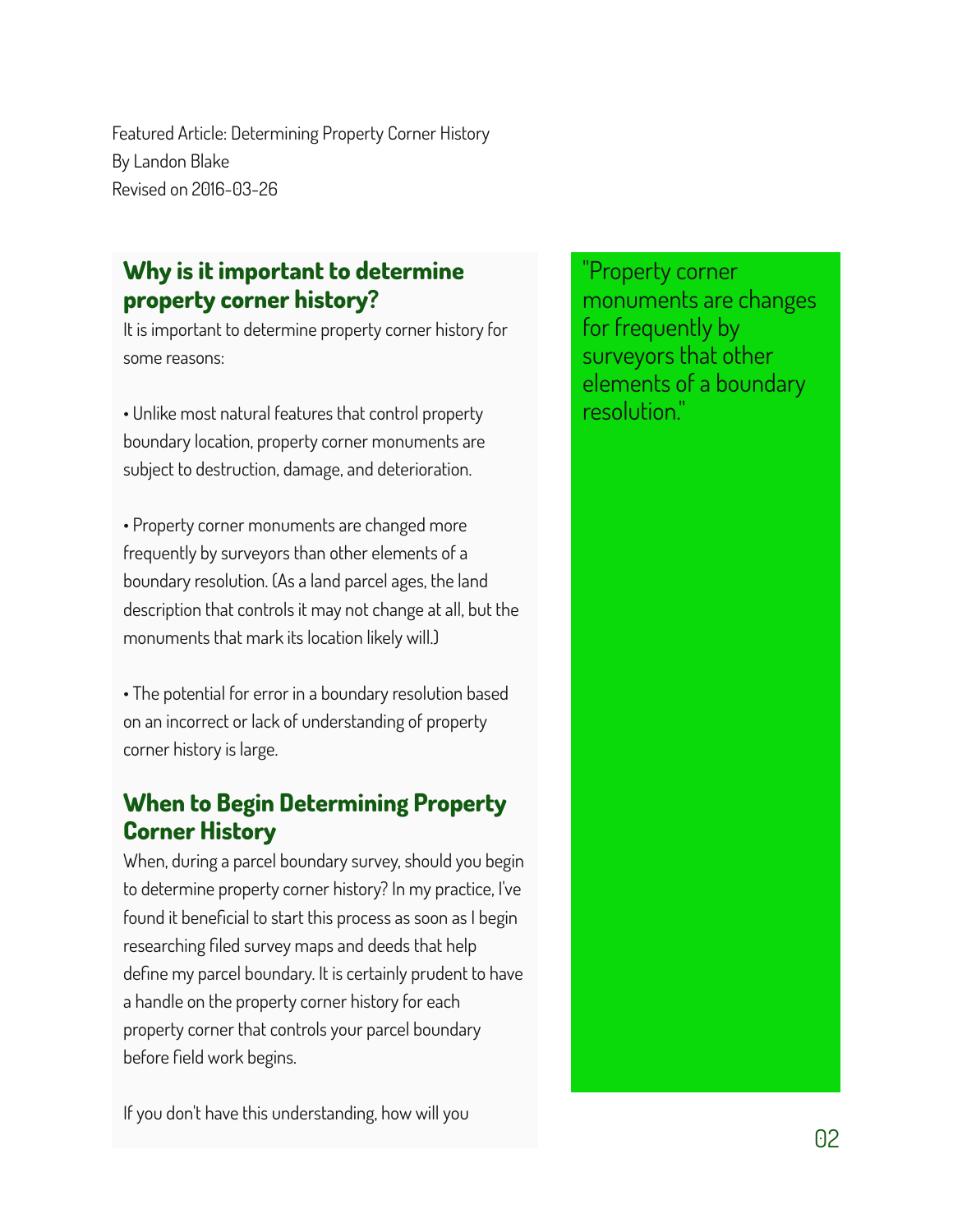Featured Article: Determining Property Corner History
By Landon Blake
Revised on 2016-03-26

## Why is it important to determine property corner history?

It is important to determine property corner history for some reasons:

• Unlike most natural features that control property boundary location, property corner monuments are subject to destruction, damage, and deterioration.

• Property corner monuments are changed more frequently by surveyors than other elements of a boundary resolution. (As a land parcel ages, the land description that controls it may not change at all, but the monuments that mark its location likely will.)

• The potential for error in a boundary resolution based on an incorrect or lack of understanding of property corner history is large.

## When to Begin Determining Property Corner History

When, during a parcel boundary survey, should you begin to determine property corner history? In my practice, I've found it beneficial to start this process as soon as I begin researching filed survey maps and deeds that help define my parcel boundary. It is certainly prudent to have a handle on the property corner history for each property corner that controls your parcel boundary before field work begins.

If you don't have this understanding, how will you

> "Property corner monuments are changes for frequently by surveyors that other elements of a boundary resolution."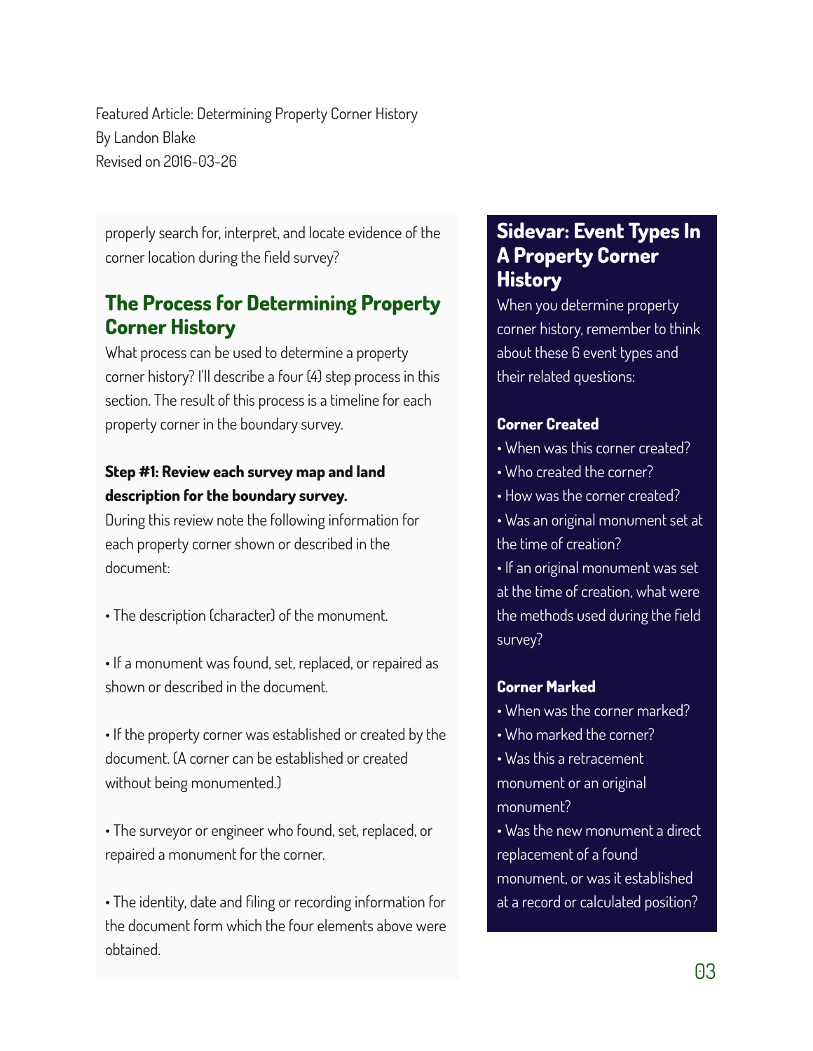Featured Article: Determining Property Corner History
By Landon Blake
Revised on 2016-03-26

properly search for, interpret, and locate evidence of the corner location during the field survey?

## The Process for Determining Property Corner History

What process can be used to determine a property corner history? I'll describe a four (4) step process in this section. The result of this process is a timeline for each property corner in the boundary survey.

**Step #1: Review each survey map and land description for the boundary survey.**

During this review note the following information for each property corner shown or described in the document:

- The description (character) of the monument.

- If a monument was found, set, replaced, or repaired as shown or described in the document.

- If the property corner was established or created by the document. (A corner can be established or created without being monumented.)

- The surveyor or engineer who found, set, replaced, or repaired a monument for the corner.

- The identity, date and filing or recording information for the document form which the four elements above were obtained.

## Sidevar: Event Types In A Property Corner History

When you determine property corner history, remember to think about these 6 event types and their related questions:

**Corner Created**

- When was this corner created?
- Who created the corner?
- How was the corner created?
- Was an original monument set at the time of creation?
- If an original monument was set at the time of creation, what were the methods used during the field survey?

**Corner Marked**

- When was the corner marked?
- Who marked the corner?
- Was this a retracement monument or an original monument?
- Was the new monument a direct replacement of a found monument, or was it established at a record or calculated position?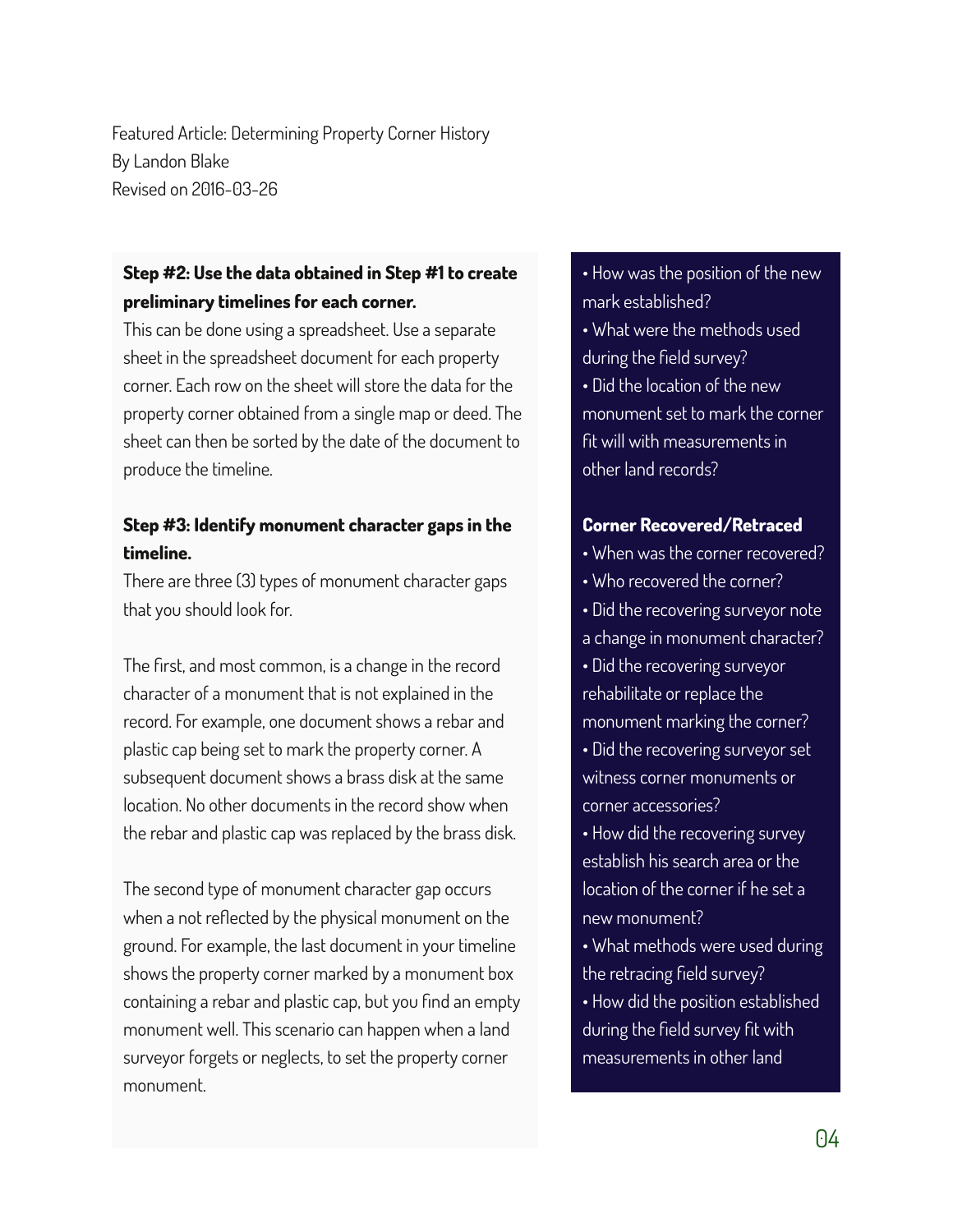Featured Article: Determining Property Corner History
By Landon Blake
Revised on 2016-03-26

**Step #2: Use the data obtained in Step #1 to create preliminary timelines for each corner.**
This can be done using a spreadsheet. Use a separate sheet in the spreadsheet document for each property corner. Each row on the sheet will store the data for the property corner obtained from a single map or deed. The sheet can then be sorted by the date of the document to produce the timeline.

**Step #3: Identify monument character gaps in the timeline.**
There are three (3) types of monument character gaps that you should look for.

The first, and most common, is a change in the record character of a monument that is not explained in the record. For example, one document shows a rebar and plastic cap being set to mark the property corner. A subsequent document shows a brass disk at the same location. No other documents in the record show when the rebar and plastic cap was replaced by the brass disk.

The second type of monument character gap occurs when a not reflected by the physical monument on the ground. For example, the last document in your timeline shows the property corner marked by a monument box containing a rebar and plastic cap, but you find an empty monument well. This scenario can happen when a land surveyor forgets or neglects, to set the property corner monument.

- How was the position of the new mark established?
- What were the methods used during the field survey?
- Did the location of the new monument set to mark the corner fit will with measurements in other land records?

**Corner Recovered/Retraced**

- When was the corner recovered?
- Who recovered the corner?
- Did the recovering surveyor note a change in monument character?
- Did the recovering surveyor rehabilitate or replace the monument marking the corner?
- Did the recovering surveyor set witness corner monuments or corner accessories?
- How did the recovering survey establish his search area or the location of the corner if he set a new monument?
- What methods were used during the retracing field survey?
- How did the position established during the field survey fit with measurements in other land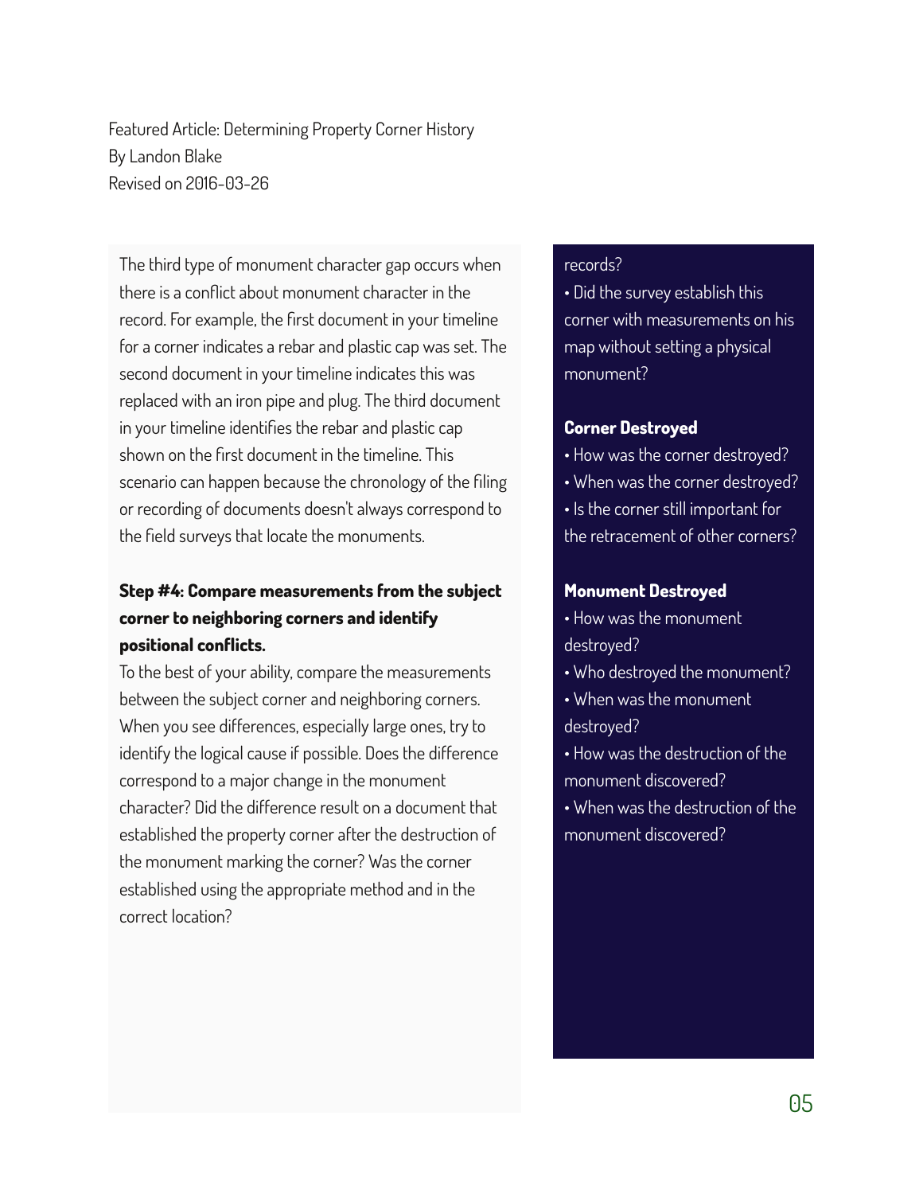Featured Article: Determining Property Corner History
By Landon Blake
Revised on 2016-03-26

The third type of monument character gap occurs when there is a conflict about monument character in the record. For example, the first document in your timeline for a corner indicates a rebar and plastic cap was set. The second document in your timeline indicates this was replaced with an iron pipe and plug. The third document in your timeline identifies the rebar and plastic cap shown on the first document in the timeline. This scenario can happen because the chronology of the filing or recording of documents doesn't always correspond to the field surveys that locate the monuments.

**Step #4: Compare measurements from the subject corner to neighboring corners and identify positional conflicts.**

To the best of your ability, compare the measurements between the subject corner and neighboring corners. When you see differences, especially large ones, try to identify the logical cause if possible. Does the difference correspond to a major change in the monument character? Did the difference result on a document that established the property corner after the destruction of the monument marking the corner? Was the corner established using the appropriate method and in the correct location?

records?

- Did the survey establish this corner with measurements on his map without setting a physical monument?

**Corner Destroyed**

- How was the corner destroyed?
- When was the corner destroyed?
- Is the corner still important for the retracement of other corners?

**Monument Destroyed**

- How was the monument destroyed?
- Who destroyed the monument?
- When was the monument destroyed?
- How was the destruction of the monument discovered?
- When was the destruction of the monument discovered?